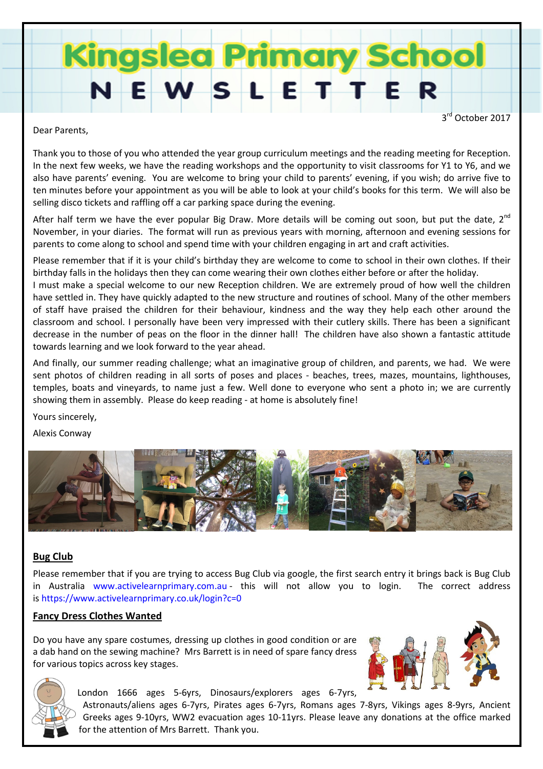# Kingslea Primary School

## NEWSLETTER

3rd October 2017

Dear Parents,

Thank you to those of you who attended the year group curriculum meetings and the reading meeting for Reception. In the next few weeks, we have the reading workshops and the opportunity to visit classrooms for Y1 to Y6, and we also have parents' evening. You are welcome to bring your child to parents' evening, if you wish; do arrive five to ten minutes before your appointment as you will be able to look at your child's books for this term. We will also be selling disco tickets and raffling off a car parking space during the evening.

After half term we have the ever popular Big Draw. More details will be coming out soon, but put the date, 2nd November, in your diaries. The format will run as previous years with morning, afternoon and evening sessions for parents to come along to school and spend time with your children engaging in art and craft activities.

Please remember that if it is your child's birthday they are welcome to come to school in their own clothes. If their birthday falls in the holidays then they can come wearing their own clothes either before or after the holiday.

I must make a special welcome to our new Reception children. We are extremely proud of how well the children have settled in. They have quickly adapted to the new structure and routines of school. Many of the other members of staff have praised the children for their behaviour, kindness and the way they help each other around the classroom and school. I personally have been very impressed with their cutlery skills. There has been a significant decrease in the number of peas on the floor in the dinner hall! The children have also shown a fantastic attitude towards learning and we look forward to the year ahead.

And finally, our summer reading challenge; what an imaginative group of children, and parents, we had. We were sent photos of children reading in all sorts of poses and places - beaches, trees, mazes, mountains, lighthouses, temples, boats and vineyards, to name just a few. Well done to everyone who sent a photo in; we are currently showing them in assembly. Please do keep reading - at home is absolutely fine!

Yours sincerely,

Alexis Conway

### Bug Club

Please remember that if you are trying to access Bug Club via google, the first search entry it brings back is Bug Club in Australia www.activelearnprimary.com.au - this will not allow you to login. The correct address is https://www.activelearnprimary.co.uk/login?c=0

### Fancy Dress Clothes Wanted

Do you have any spare costumes, dressing up clothes in good condition or are a dab hand on the sewing machine? Mrs Barrett is in need of spare fancy dress for various topics across key stages.

London 1666 ages 5-6yrs, Dinosaurs/explorers ages 6-7yrs, Astronauts/aliens ages 6-7yrs, Pirates ages 6-7yrs, Romans ages 7-8yrs, Vikings ages 8-9yrs, Ancient Greeks ages 9-10yrs, WW2 evacuation ages 10-11yrs. Please leave any donations at the office marked for the attention of Mrs Barrett. Thank you.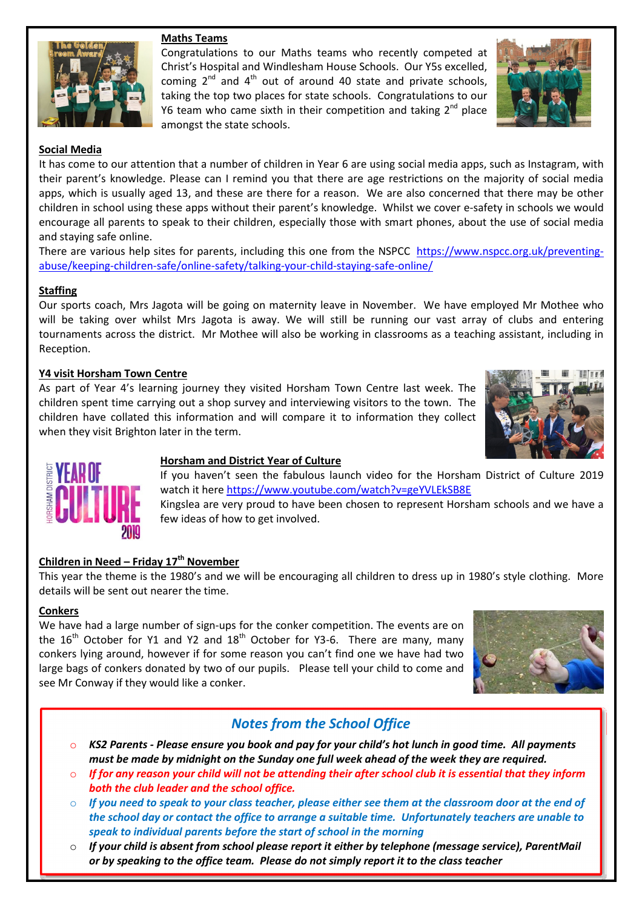## Maths Teams

Congratulations to our Maths teams who recently competed at Christ's Hospital and Windlesham House Schools. Our Y5s excelled, coming 2nd and 4th out of around 40 state and private schools, taking the top two places for state schools. Congratulations to our Y6 team who came sixth in their competition and taking 2nd place amongst the state schools.

## Social Media

It has come to our attention that a number of children in Year 6 are using social media apps, such as Instagram, with their parent's knowledge. Please can I remind you that there are age restrictions on the majority of social media apps, which is usually aged 13, and these are there for a reason. We are also concerned that there may be other children in school using these apps without their parent's knowledge. Whilst we cover e-safety in schools we would encourage all parents to speak to their children, especially those with smart phones, about the use of social media and staying safe online.

There are various help sites for parents, including this one from the NSPCC https://www.nspcc.org.uk/preventing-abuse/keeping-children-safe/online-safety/talking-your-child-staying-safe-online/

## Staffing

Our sports coach, Mrs Jagota will be going on maternity leave in November. We have employed Mr Mothee who will be taking over whilst Mrs Jagota is away. We will still be running our vast array of clubs and entering tournaments across the district. Mr Mothee will also be working in classrooms as a teaching assistant, including in Reception.

## Y4 visit Horsham Town Centre

As part of Year 4's learning journey they visited Horsham Town Centre last week. The children spent time carrying out a shop survey and interviewing visitors to the town. The children have collated this information and will compare it to information they collect when they visit Brighton later in the term.

## Horsham and District Year of Culture

If you haven't seen the fabulous launch video for the Horsham District of Culture 2019 watch it here https://www.youtube.com/watch?v=geYVLEkSB8E

Kingslea are very proud to have been chosen to represent Horsham schools and we have a few ideas of how to get involved.

## Children in Need – Friday 17th November

This year the theme is the 1980's and we will be encouraging all children to dress up in 1980's style clothing. More details will be sent out nearer the time.

## Conkers

We have had a large number of sign-ups for the conker competition. The events are on the 16th October for Y1 and Y2 and 18th October for Y3-6. There are many, many conkers lying around, however if for some reason you can't find one we have had two large bags of conkers donated by two of our pupils. Please tell your child to come and see Mr Conway if they would like a conker.

## *Notes from the School Office*

- ***KS2 Parents - Please ensure you book and pay for your child's hot lunch in good time. All payments must be made by midnight on the Sunday one full week ahead of the week they are required.***
- ***If for any reason your child will not be attending their after school club it is essential that they inform both the club leader and the school office.***
- ***If you need to speak to your class teacher, please either see them at the classroom door at the end of the school day or contact the office to arrange a suitable time. Unfortunately teachers are unable to speak to individual parents before the start of school in the morning***
- ***If your child is absent from school please report it either by telephone (message service), ParentMail or by speaking to the office team. Please do not simply report it to the class teacher***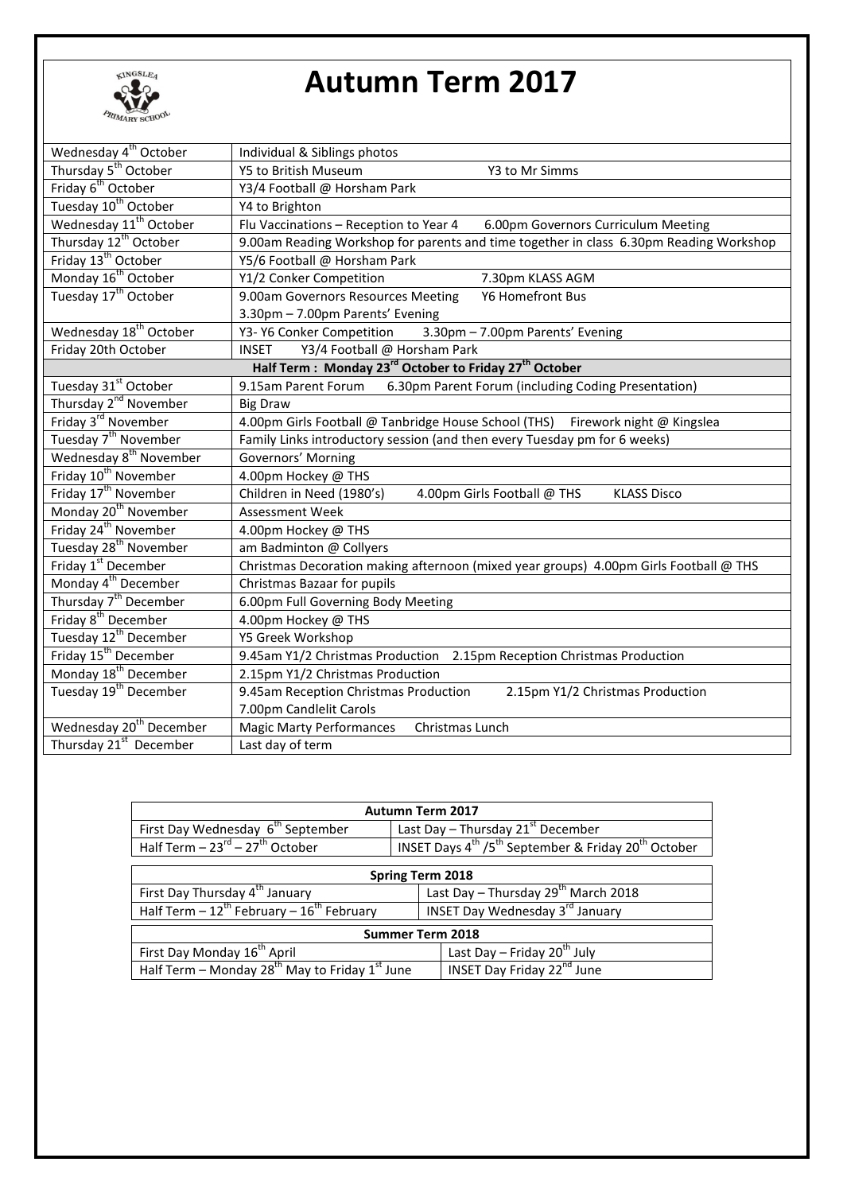# Autumn Term 2017

| | |
|---|---|
| Wednesday 4th October | Individual & Siblings photos |
| Thursday 5th October | Y5 to British Museum Y3 to Mr Simms |
| Friday 6th October | Y3/4 Football @ Horsham Park |
| Tuesday 10th October | Y4 to Brighton |
| Wednesday 11th October | Flu Vaccinations – Reception to Year 4 6.00pm Governors Curriculum Meeting |
| Thursday 12th October | 9.00am Reading Workshop for parents and time together in class 6.30pm Reading Workshop |
| Friday 13th October | Y5/6 Football @ Horsham Park |
| Monday 16th October | Y1/2 Conker Competition 7.30pm KLASS AGM |
| Tuesday 17th October | 9.00am Governors Resources Meeting Y6 Homefront Bus 3.30pm – 7.00pm Parents' Evening |
| Wednesday 18th October | Y3- Y6 Conker Competition 3.30pm – 7.00pm Parents' Evening |
| Friday 20th October | INSET Y3/4 Football @ Horsham Park |
| **Half Term : Monday 23rd October to Friday 27th October** | |
| Tuesday 31st October | 9.15am Parent Forum 6.30pm Parent Forum (including Coding Presentation) |
| Thursday 2nd November | Big Draw |
| Friday 3rd November | 4.00pm Girls Football @ Tanbridge House School (THS) Firework night @ Kingslea |
| Tuesday 7th November | Family Links introductory session (and then every Tuesday pm for 6 weeks) |
| Wednesday 8th November | Governors' Morning |
| Friday 10th November | 4.00pm Hockey @ THS |
| Friday 17th November | Children in Need (1980's) 4.00pm Girls Football @ THS KLASS Disco |
| Monday 20th November | Assessment Week |
| Friday 24th November | 4.00pm Hockey @ THS |
| Tuesday 28th November | am Badminton @ Collyers |
| Friday 1st December | Christmas Decoration making afternoon (mixed year groups) 4.00pm Girls Football @ THS |
| Monday 4th December | Christmas Bazaar for pupils |
| Thursday 7th December | 6.00pm Full Governing Body Meeting |
| Friday 8th December | 4.00pm Hockey @ THS |
| Tuesday 12th December | Y5 Greek Workshop |
| Friday 15th December | 9.45am Y1/2 Christmas Production 2.15pm Reception Christmas Production |
| Monday 18th December | 2.15pm Y1/2 Christmas Production |
| Tuesday 19th December | 9.45am Reception Christmas Production 2.15pm Y1/2 Christmas Production 7.00pm Candlelit Carols |
| Wednesday 20th December | Magic Marty Performances Christmas Lunch |
| Thursday 21st December | Last day of term |

| Autumn Term 2017 | |
|---|---|
| First Day Wednesday 6th September | Last Day – Thursday 21st December |
| Half Term – 23rd – 27th October | INSET Days 4th /5th September & Friday 20th October |

| Spring Term 2018 | |
|---|---|
| First Day Thursday 4th January | Last Day – Thursday 29th March 2018 |
| Half Term – 12th February – 16th February | INSET Day Wednesday 3rd January |

| Summer Term 2018 | |
|---|---|
| First Day Monday 16th April | Last Day – Friday 20th July |
| Half Term – Monday 28th May to Friday 1st June | INSET Day Friday 22nd June |